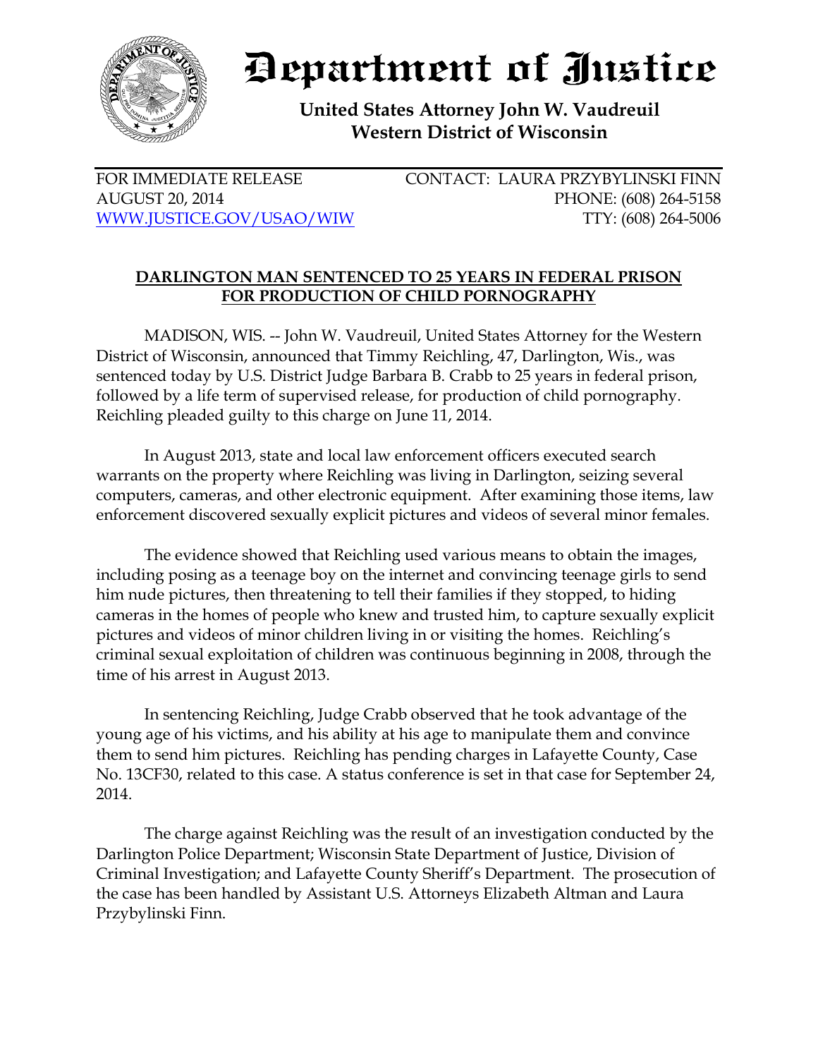# Department of Justice

**United States Attorney John W. Vaudreuil**
**Western District of Wisconsin**

FOR IMMEDIATE RELEASE
AUGUST 20, 2014
WWW.JUSTICE.GOV/USAO/WIW

CONTACT: LAURA PRZYBYLINSKI FINN
PHONE: (608) 264-5158
TTY: (608) 264-5006

## DARLINGTON MAN SENTENCED TO 25 YEARS IN FEDERAL PRISON FOR PRODUCTION OF CHILD PORNOGRAPHY

MADISON, WIS. -- John W. Vaudreuil, United States Attorney for the Western District of Wisconsin, announced that Timmy Reichling, 47, Darlington, Wis., was sentenced today by U.S. District Judge Barbara B. Crabb to 25 years in federal prison, followed by a life term of supervised release, for production of child pornography. Reichling pleaded guilty to this charge on June 11, 2014.

In August 2013, state and local law enforcement officers executed search warrants on the property where Reichling was living in Darlington, seizing several computers, cameras, and other electronic equipment. After examining those items, law enforcement discovered sexually explicit pictures and videos of several minor females.

The evidence showed that Reichling used various means to obtain the images, including posing as a teenage boy on the internet and convincing teenage girls to send him nude pictures, then threatening to tell their families if they stopped, to hiding cameras in the homes of people who knew and trusted him, to capture sexually explicit pictures and videos of minor children living in or visiting the homes. Reichling's criminal sexual exploitation of children was continuous beginning in 2008, through the time of his arrest in August 2013.

In sentencing Reichling, Judge Crabb observed that he took advantage of the young age of his victims, and his ability at his age to manipulate them and convince them to send him pictures. Reichling has pending charges in Lafayette County, Case No. 13CF30, related to this case. A status conference is set in that case for September 24, 2014.

The charge against Reichling was the result of an investigation conducted by the Darlington Police Department; Wisconsin State Department of Justice, Division of Criminal Investigation; and Lafayette County Sheriff's Department. The prosecution of the case has been handled by Assistant U.S. Attorneys Elizabeth Altman and Laura Przybylinski Finn.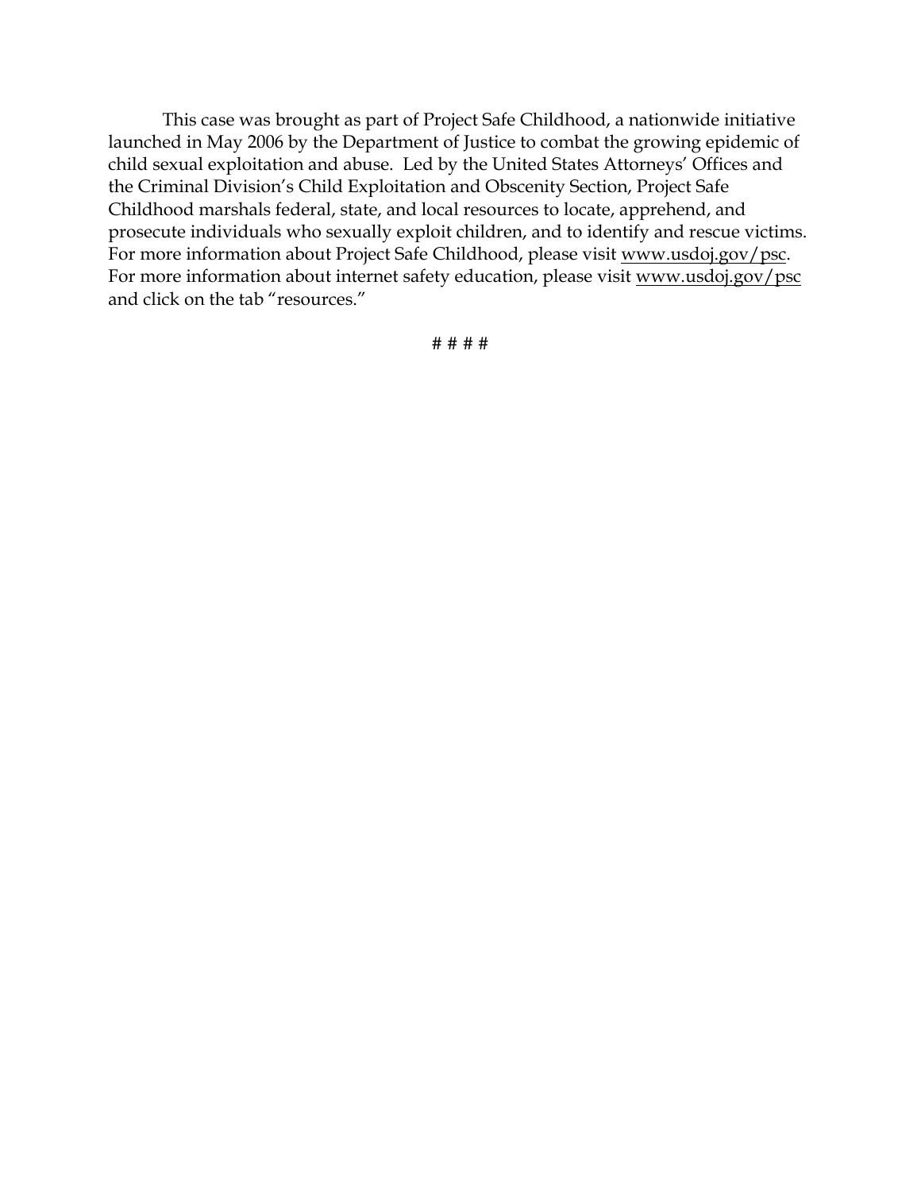This case was brought as part of Project Safe Childhood, a nationwide initiative launched in May 2006 by the Department of Justice to combat the growing epidemic of child sexual exploitation and abuse. Led by the United States Attorneys' Offices and the Criminal Division's Child Exploitation and Obscenity Section, Project Safe Childhood marshals federal, state, and local resources to locate, apprehend, and prosecute individuals who sexually exploit children, and to identify and rescue victims. For more information about Project Safe Childhood, please visit www.usdoj.gov/psc. For more information about internet safety education, please visit www.usdoj.gov/psc and click on the tab "resources."

# # # #